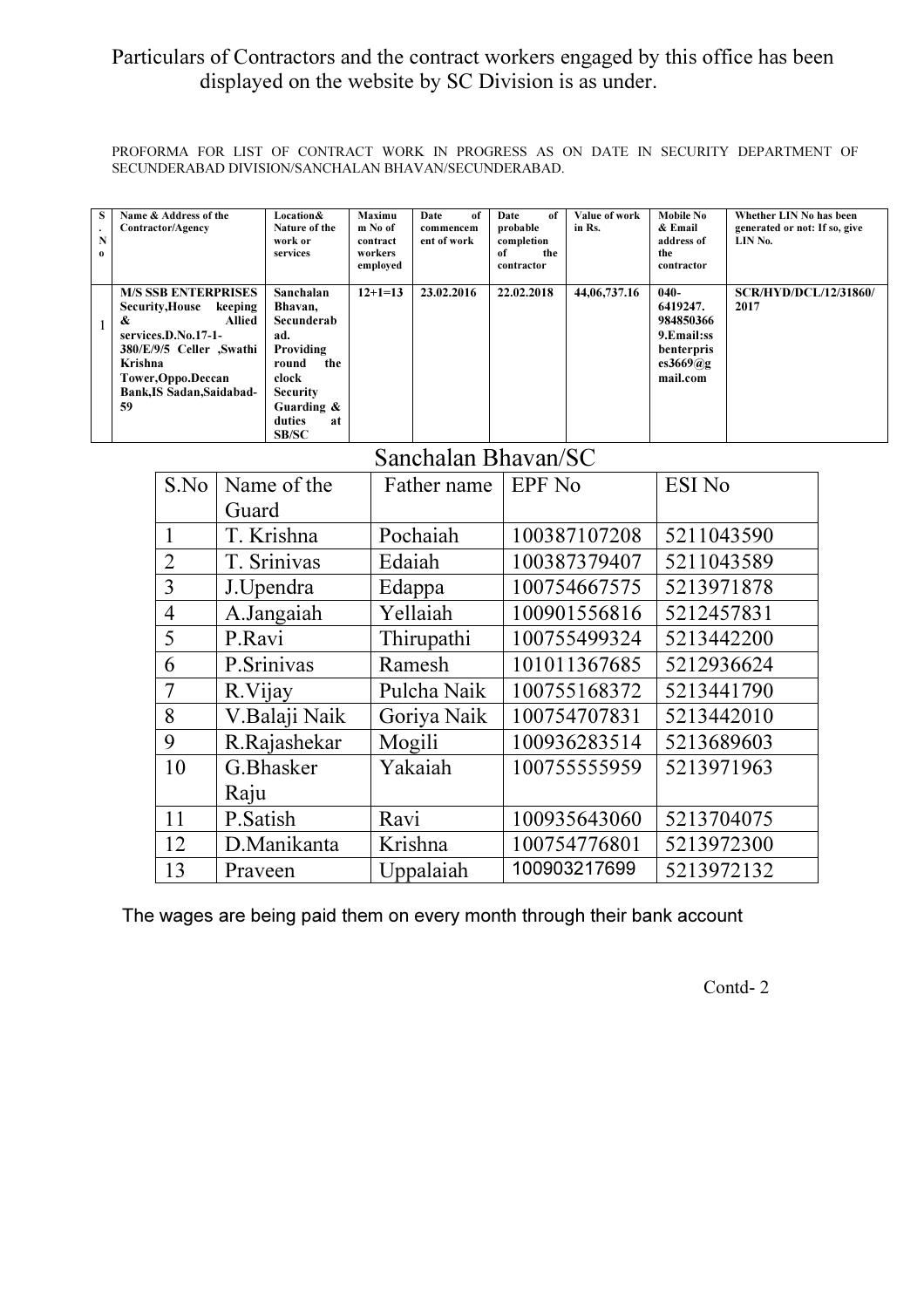Particulars of Contractors and the contract workers engaged by this office has been displayed on the website by SC Division is as under.

PROFORMA FOR LIST OF CONTRACT WORK IN PROGRESS AS ON DATE IN SECURITY DEPARTMENT OF SECUNDERABAD DIVISION/SANCHALAN BHAVAN/SECUNDERABAD.

| S. No | Name & Address of the Contractor/Agency | Location& Nature of the work or services | Maximum No of contract workers employed | Date of commencement of work | Date of probable completion of the contractor | Value of work in Rs. | Mobile No & Email address of the contractor | Whether LIN No has been generated or not: If so, give LIN No. |
|---|---|---|---|---|---|---|---|---|
| 1 | **M/S SSB ENTERPRISES Security,House keeping & Allied services.D.No.17-1-380/E/9/5 Celler ,Swathi Krishna Tower,Oppo.Deccan Bank,IS Sadan,Saidabad-59** | **Sanchalan Bhavan, Secunderabad. Providing round the clock Security Guarding & duties at SB/SC** | **12+1=13** | **23.02.2016** | **22.02.2018** | **44,06,737.16** | **040-6419247. 9848503669.Email:ssbenterprises3669@gmail.com** | **SCR/HYD/DCL/12/31860/2017** |

Sanchalan Bhavan/SC

| S.No | Name of the Guard | Father name | EPF No | ESI No |
|---|---|---|---|---|
| 1 | T. Krishna | Pochaiah | 100387107208 | 5211043590 |
| 2 | T. Srinivas | Edaiah | 100387379407 | 5211043589 |
| 3 | J.Upendra | Edappa | 100754667575 | 5213971878 |
| 4 | A.Jangaiah | Yellaiah | 100901556816 | 5212457831 |
| 5 | P.Ravi | Thirupathi | 100755499324 | 5213442200 |
| 6 | P.Srinivas | Ramesh | 101011367685 | 5212936624 |
| 7 | R.Vijay | Pulcha Naik | 100755168372 | 5213441790 |
| 8 | V.Balaji Naik | Goriya Naik | 100754707831 | 5213442010 |
| 9 | R.Rajashekar | Mogili | 100936283514 | 5213689603 |
| 10 | G.Bhasker Raju | Yakaiah | 100755555959 | 5213971963 |
| 11 | P.Satish | Ravi | 100935643060 | 5213704075 |
| 12 | D.Manikanta | Krishna | 100754776801 | 5213972300 |
| 13 | Praveen | Uppalaiah | 100903217699 | 5213972132 |

The wages are being paid them on every month through their bank account

Contd- 2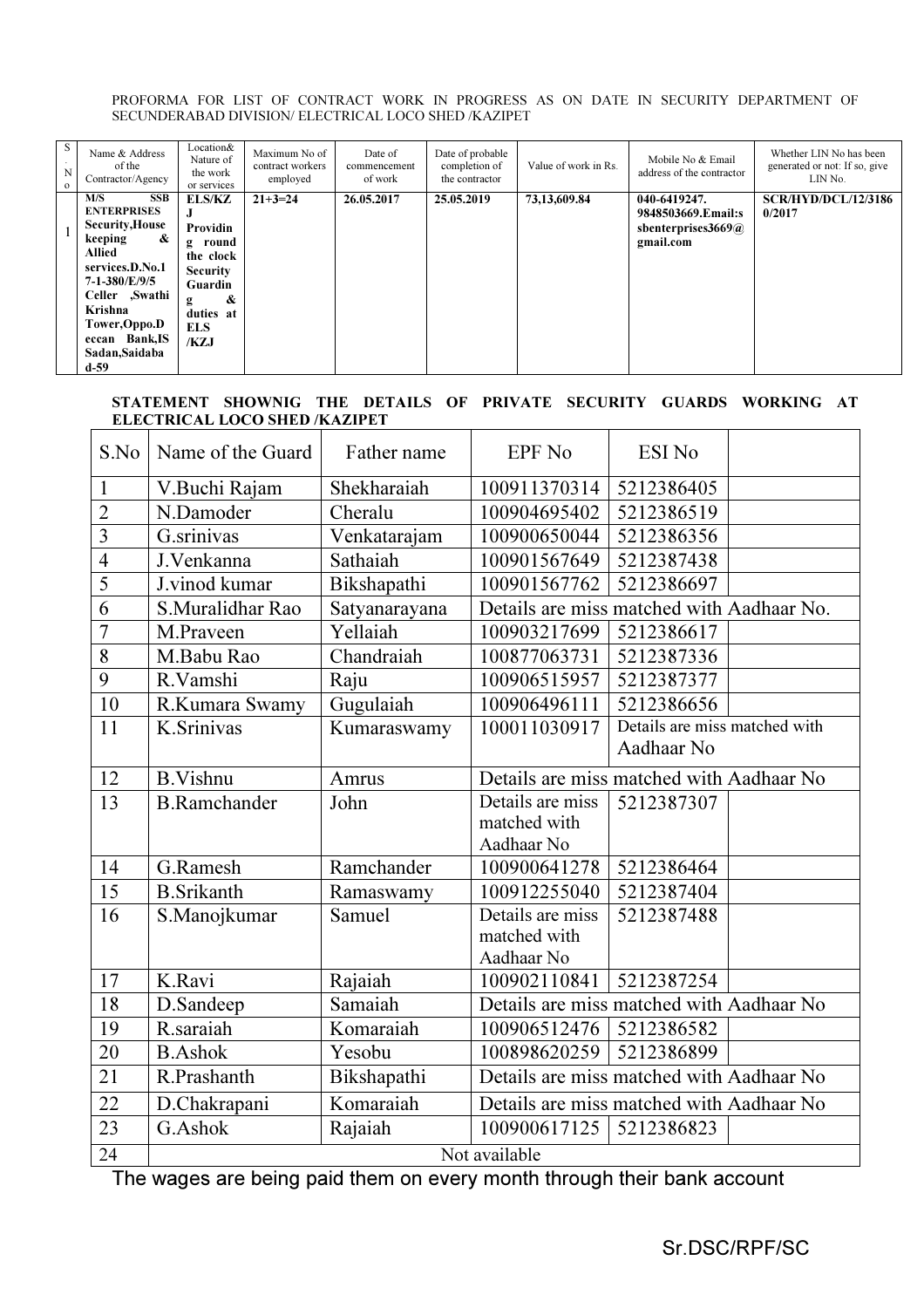PROFORMA FOR LIST OF CONTRACT WORK IN PROGRESS AS ON DATE IN SECURITY DEPARTMENT OF SECUNDERABAD DIVISION/ ELECTRICAL LOCO SHED /KAZIPET

| S. No | Name & Address of the Contractor/Agency | Location& Nature of the work or services | Maximum No of contract workers employed | Date of commencement of work | Date of probable completion of the contractor | Value of work in Rs. | Mobile No & Email address of the contractor | Whether LIN No has been generated or not: If so, give LIN No. |
|---|---|---|---|---|---|---|---|---|
| 1 | **M/S SSB ENTERPRISES Security,House keeping & Allied services.D.No.17-1-380/E/9/5 Celler ,Swathi Krishna Tower,Oppo.Deccan Bank,IS Sadan,Saidabad-59** | **ELS/KZJ Providing round the clock Security Guarding & duties at ELS /KZJ** | **21+3=24** | **26.05.2017** | **25.05.2019** | **73,13,609.84** | **040-6419247. 9848503669.Email:sbenterprises3669@gmail.com** | **SCR/HYD/DCL/12/31860/2017** |

**STATEMENT SHOWNIG THE DETAILS OF PRIVATE SECURITY GUARDS WORKING AT ELECTRICAL LOCO SHED /KAZIPET**

| S.No | Name of the Guard | Father name | EPF No | ESI No | |
|---|---|---|---|---|---|
| 1 | V.Buchi Rajam | Shekharaiah | 100911370314 | 5212386405 | |
| 2 | N.Damoder | Cheralu | 100904695402 | 5212386519 | |
| 3 | G.srinivas | Venkatarajam | 100900650044 | 5212386356 | |
| 4 | J.Venkanna | Sathaiah | 100901567649 | 5212387438 | |
| 5 | J.vinod kumar | Bikshapathi | 100901567762 | 5212386697 | |
| 6 | S.Muralidhar Rao | Satyanarayana | Details are miss matched with Aadhaar No. | | |
| 7 | M.Praveen | Yellaiah | 100903217699 | 5212386617 | |
| 8 | M.Babu Rao | Chandraiah | 100877063731 | 5212387336 | |
| 9 | R.Vamshi | Raju | 100906515957 | 5212387377 | |
| 10 | R.Kumara Swamy | Gugulaiah | 100906496111 | 5212386656 | |
| 11 | K.Srinivas | Kumaraswamy | 100011030917 | Details are miss matched with Aadhaar No | |
| 12 | B.Vishnu | Amrus | Details are miss matched with Aadhaar No | | |
| 13 | B.Ramchander | John | Details are miss matched with Aadhaar No | 5212387307 | |
| 14 | G.Ramesh | Ramchander | 100900641278 | 5212386464 | |
| 15 | B.Srikanth | Ramaswamy | 100912255040 | 5212387404 | |
| 16 | S.Manojkumar | Samuel | Details are miss matched with Aadhaar No | 5212387488 | |
| 17 | K.Ravi | Rajaiah | 100902110841 | 5212387254 | |
| 18 | D.Sandeep | Samaiah | Details are miss matched with Aadhaar No | | |
| 19 | R.saraiah | Komaraiah | 100906512476 | 5212386582 | |
| 20 | B.Ashok | Yesobu | 100898620259 | 5212386899 | |
| 21 | R.Prashanth | Bikshapathi | Details are miss matched with Aadhaar No | | |
| 22 | D.Chakrapani | Komaraiah | Details are miss matched with Aadhaar No | | |
| 23 | G.Ashok | Rajaiah | 100900617125 | 5212386823 | |
| 24 | Not available | | | | |

The wages are being paid them on every month through their bank account

Sr.DSC/RPF/SC